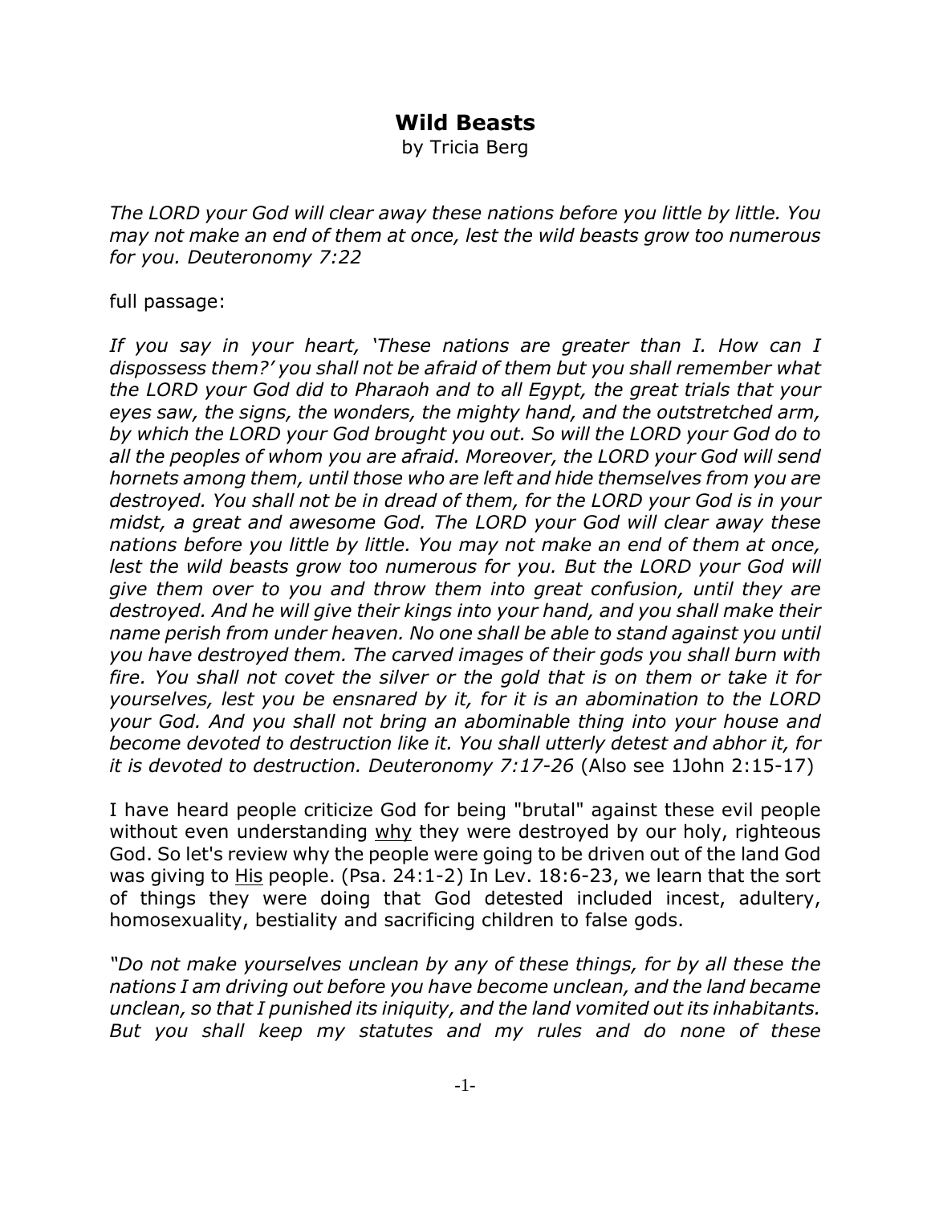# Wild Beasts

by Tricia Berg

*The LORD your God will clear away these nations before you little by little. You may not make an end of them at once, lest the wild beasts grow too numerous for you. Deuteronomy 7:22*

full passage:

*If you say in your heart, 'These nations are greater than I. How can I dispossess them?' you shall not be afraid of them but you shall remember what the LORD your God did to Pharaoh and to all Egypt, the great trials that your eyes saw, the signs, the wonders, the mighty hand, and the outstretched arm, by which the LORD your God brought you out. So will the LORD your God do to all the peoples of whom you are afraid. Moreover, the LORD your God will send hornets among them, until those who are left and hide themselves from you are destroyed. You shall not be in dread of them, for the LORD your God is in your midst, a great and awesome God. The LORD your God will clear away these nations before you little by little. You may not make an end of them at once, lest the wild beasts grow too numerous for you. But the LORD your God will give them over to you and throw them into great confusion, until they are destroyed. And he will give their kings into your hand, and you shall make their name perish from under heaven. No one shall be able to stand against you until you have destroyed them. The carved images of their gods you shall burn with fire. You shall not covet the silver or the gold that is on them or take it for yourselves, lest you be ensnared by it, for it is an abomination to the LORD your God. And you shall not bring an abominable thing into your house and become devoted to destruction like it. You shall utterly detest and abhor it, for it is devoted to destruction. Deuteronomy 7:17-26* (Also see 1John 2:15-17)

I have heard people criticize God for being "brutal" against these evil people without even understanding <u>why</u> they were destroyed by our holy, righteous God. So let's review why the people were going to be driven out of the land God was giving to <u>His</u> people. (Psa. 24:1-2) In Lev. 18:6-23, we learn that the sort of things they were doing that God detested included incest, adultery, homosexuality, bestiality and sacrificing children to false gods.

*"Do not make yourselves unclean by any of these things, for by all these the nations I am driving out before you have become unclean, and the land became unclean, so that I punished its iniquity, and the land vomited out its inhabitants. But you shall keep my statutes and my rules and do none of these*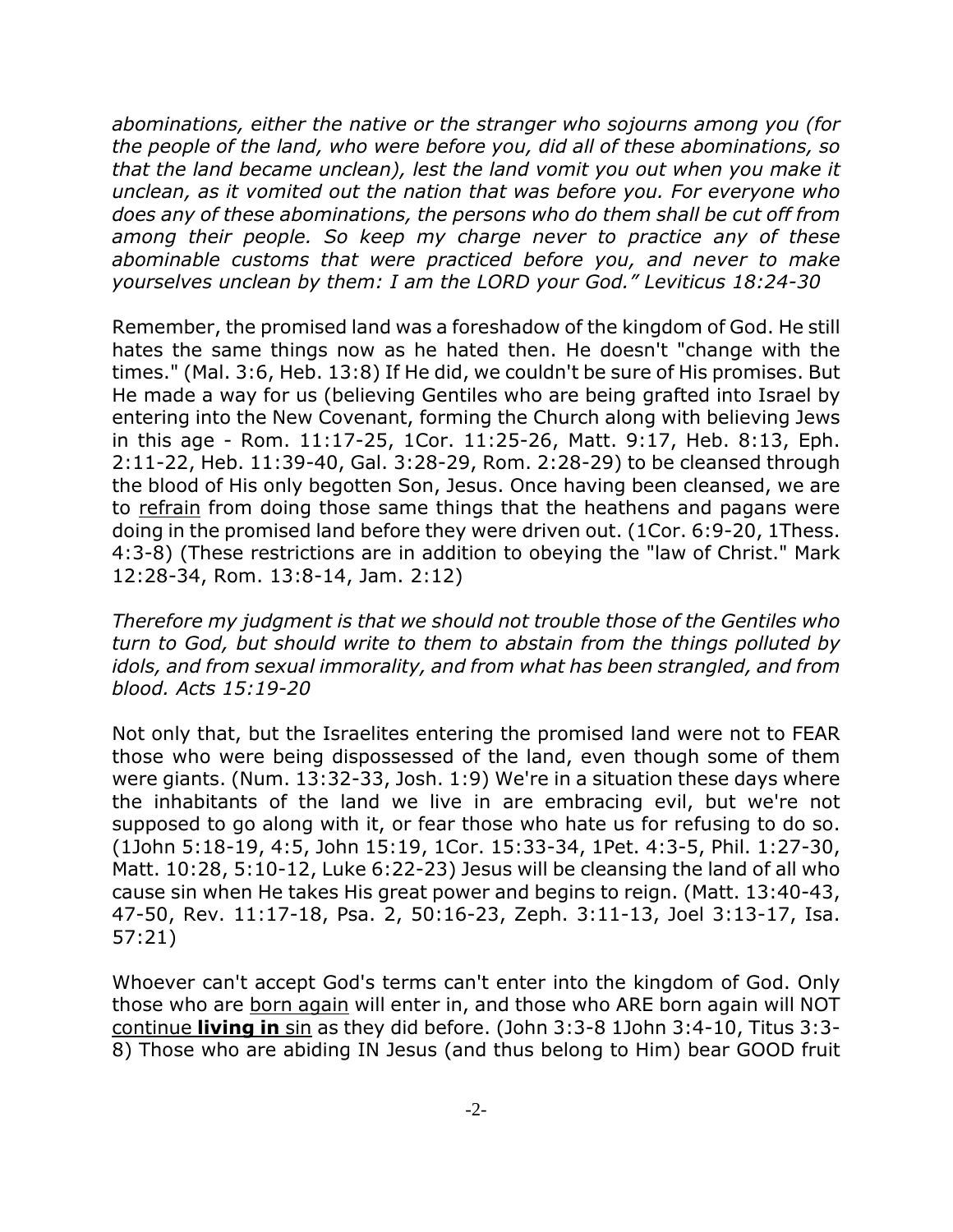*abominations, either the native or the stranger who sojourns among you (for the people of the land, who were before you, did all of these abominations, so that the land became unclean), lest the land vomit you out when you make it unclean, as it vomited out the nation that was before you. For everyone who does any of these abominations, the persons who do them shall be cut off from among their people. So keep my charge never to practice any of these abominable customs that were practiced before you, and never to make yourselves unclean by them: I am the LORD your God." Leviticus 18:24-30*

Remember, the promised land was a foreshadow of the kingdom of God. He still hates the same things now as he hated then. He doesn't "change with the times." (Mal. 3:6, Heb. 13:8) If He did, we couldn't be sure of His promises. But He made a way for us (believing Gentiles who are being grafted into Israel by entering into the New Covenant, forming the Church along with believing Jews in this age - Rom. 11:17-25, 1Cor. 11:25-26, Matt. 9:17, Heb. 8:13, Eph. 2:11-22, Heb. 11:39-40, Gal. 3:28-29, Rom. 2:28-29) to be cleansed through the blood of His only begotten Son, Jesus. Once having been cleansed, we are to <u>refrain</u> from doing those same things that the heathens and pagans were doing in the promised land before they were driven out. (1Cor. 6:9-20, 1Thess. 4:3-8) (These restrictions are in addition to obeying the "law of Christ." Mark 12:28-34, Rom. 13:8-14, Jam. 2:12)

*Therefore my judgment is that we should not trouble those of the Gentiles who turn to God, but should write to them to abstain from the things polluted by idols, and from sexual immorality, and from what has been strangled, and from blood. Acts 15:19-20*

Not only that, but the Israelites entering the promised land were not to FEAR those who were being dispossessed of the land, even though some of them were giants. (Num. 13:32-33, Josh. 1:9) We're in a situation these days where the inhabitants of the land we live in are embracing evil, but we're not supposed to go along with it, or fear those who hate us for refusing to do so. (1John 5:18-19, 4:5, John 15:19, 1Cor. 15:33-34, 1Pet. 4:3-5, Phil. 1:27-30, Matt. 10:28, 5:10-12, Luke 6:22-23) Jesus will be cleansing the land of all who cause sin when He takes His great power and begins to reign. (Matt. 13:40-43, 47-50, Rev. 11:17-18, Psa. 2, 50:16-23, Zeph. 3:11-13, Joel 3:13-17, Isa. 57:21)

Whoever can't accept God's terms can't enter into the kingdom of God. Only those who are <u>born again</u> will enter in, and those who ARE born again will NOT <u>continue **living in** sin</u> as they did before. (John 3:3-8 1John 3:4-10, Titus 3:3-8) Those who are abiding IN Jesus (and thus belong to Him) bear GOOD fruit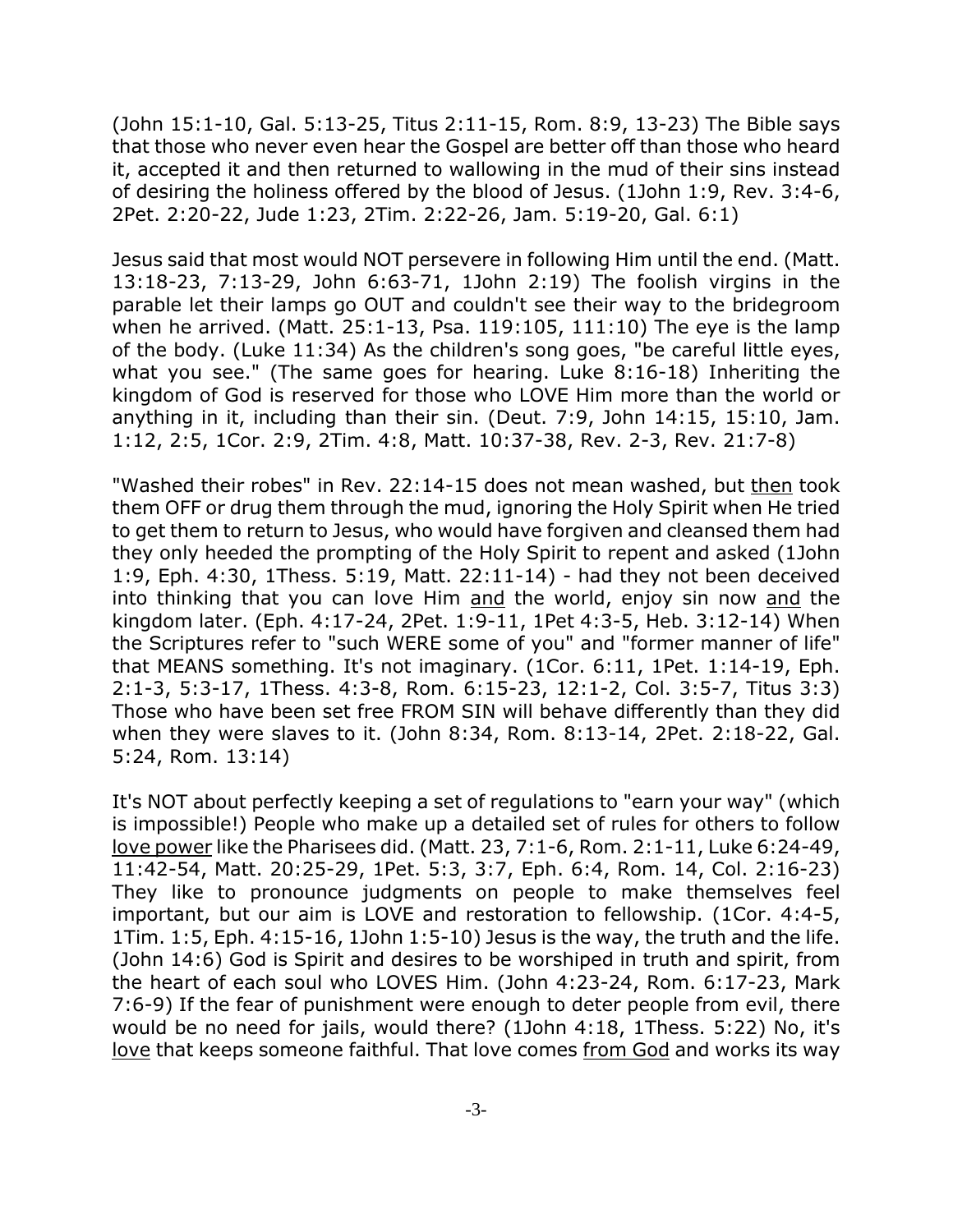(John 15:1-10, Gal. 5:13-25, Titus 2:11-15, Rom. 8:9, 13-23) The Bible says that those who never even hear the Gospel are better off than those who heard it, accepted it and then returned to wallowing in the mud of their sins instead of desiring the holiness offered by the blood of Jesus. (1John 1:9, Rev. 3:4-6, 2Pet. 2:20-22, Jude 1:23, 2Tim. 2:22-26, Jam. 5:19-20, Gal. 6:1)

Jesus said that most would NOT persevere in following Him until the end. (Matt. 13:18-23, 7:13-29, John 6:63-71, 1John 2:19) The foolish virgins in the parable let their lamps go OUT and couldn't see their way to the bridegroom when he arrived. (Matt. 25:1-13, Psa. 119:105, 111:10) The eye is the lamp of the body. (Luke 11:34) As the children's song goes, "be careful little eyes, what you see." (The same goes for hearing. Luke 8:16-18) Inheriting the kingdom of God is reserved for those who LOVE Him more than the world or anything in it, including than their sin. (Deut. 7:9, John 14:15, 15:10, Jam. 1:12, 2:5, 1Cor. 2:9, 2Tim. 4:8, Matt. 10:37-38, Rev. 2-3, Rev. 21:7-8)

"Washed their robes" in Rev. 22:14-15 does not mean washed, but <u>then</u> took them OFF or drug them through the mud, ignoring the Holy Spirit when He tried to get them to return to Jesus, who would have forgiven and cleansed them had they only heeded the prompting of the Holy Spirit to repent and asked (1John 1:9, Eph. 4:30, 1Thess. 5:19, Matt. 22:11-14) - had they not been deceived into thinking that you can love Him <u>and</u> the world, enjoy sin now <u>and</u> the kingdom later. (Eph. 4:17-24, 2Pet. 1:9-11, 1Pet 4:3-5, Heb. 3:12-14) When the Scriptures refer to "such WERE some of you" and "former manner of life" that MEANS something. It's not imaginary. (1Cor. 6:11, 1Pet. 1:14-19, Eph. 2:1-3, 5:3-17, 1Thess. 4:3-8, Rom. 6:15-23, 12:1-2, Col. 3:5-7, Titus 3:3) Those who have been set free FROM SIN will behave differently than they did when they were slaves to it. (John 8:34, Rom. 8:13-14, 2Pet. 2:18-22, Gal. 5:24, Rom. 13:14)

It's NOT about perfectly keeping a set of regulations to "earn your way" (which is impossible!) People who make up a detailed set of rules for others to follow <u>love power</u> like the Pharisees did. (Matt. 23, 7:1-6, Rom. 2:1-11, Luke 6:24-49, 11:42-54, Matt. 20:25-29, 1Pet. 5:3, 3:7, Eph. 6:4, Rom. 14, Col. 2:16-23) They like to pronounce judgments on people to make themselves feel important, but our aim is LOVE and restoration to fellowship. (1Cor. 4:4-5, 1Tim. 1:5, Eph. 4:15-16, 1John 1:5-10) Jesus is the way, the truth and the life. (John 14:6) God is Spirit and desires to be worshiped in truth and spirit, from the heart of each soul who LOVES Him. (John 4:23-24, Rom. 6:17-23, Mark 7:6-9) If the fear of punishment were enough to deter people from evil, there would be no need for jails, would there? (1John 4:18, 1Thess. 5:22) No, it's <u>love</u> that keeps someone faithful. That love comes <u>from God</u> and works its way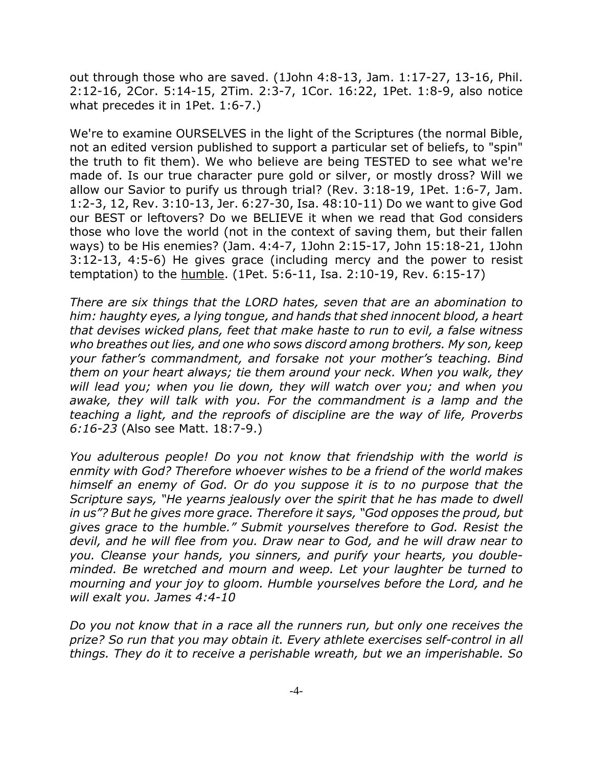out through those who are saved. (1John 4:8-13, Jam. 1:17-27, 13-16, Phil. 2:12-16, 2Cor. 5:14-15, 2Tim. 2:3-7, 1Cor. 16:22, 1Pet. 1:8-9, also notice what precedes it in 1Pet. 1:6-7.)

We're to examine OURSELVES in the light of the Scriptures (the normal Bible, not an edited version published to support a particular set of beliefs, to "spin" the truth to fit them). We who believe are being TESTED to see what we're made of. Is our true character pure gold or silver, or mostly dross? Will we allow our Savior to purify us through trial? (Rev. 3:18-19, 1Pet. 1:6-7, Jam. 1:2-3, 12, Rev. 3:10-13, Jer. 6:27-30, Isa. 48:10-11) Do we want to give God our BEST or leftovers? Do we BELIEVE it when we read that God considers those who love the world (not in the context of saving them, but their fallen ways) to be His enemies? (Jam. 4:4-7, 1John 2:15-17, John 15:18-21, 1John 3:12-13, 4:5-6) He gives grace (including mercy and the power to resist temptation) to the <u>humble</u>. (1Pet. 5:6-11, Isa. 2:10-19, Rev. 6:15-17)

*There are six things that the LORD hates, seven that are an abomination to him: haughty eyes, a lying tongue, and hands that shed innocent blood, a heart that devises wicked plans, feet that make haste to run to evil, a false witness who breathes out lies, and one who sows discord among brothers. My son, keep your father's commandment, and forsake not your mother's teaching. Bind them on your heart always; tie them around your neck. When you walk, they will lead you; when you lie down, they will watch over you; and when you awake, they will talk with you. For the commandment is a lamp and the teaching a light, and the reproofs of discipline are the way of life, Proverbs 6:16-23* (Also see Matt. 18:7-9.)

*You adulterous people! Do you not know that friendship with the world is enmity with God? Therefore whoever wishes to be a friend of the world makes himself an enemy of God. Or do you suppose it is to no purpose that the Scripture says, "He yearns jealously over the spirit that he has made to dwell in us"? But he gives more grace. Therefore it says, "God opposes the proud, but gives grace to the humble." Submit yourselves therefore to God. Resist the devil, and he will flee from you. Draw near to God, and he will draw near to you. Cleanse your hands, you sinners, and purify your hearts, you double-minded. Be wretched and mourn and weep. Let your laughter be turned to mourning and your joy to gloom. Humble yourselves before the Lord, and he will exalt you. James 4:4-10*

*Do you not know that in a race all the runners run, but only one receives the prize? So run that you may obtain it. Every athlete exercises self-control in all things. They do it to receive a perishable wreath, but we an imperishable. So*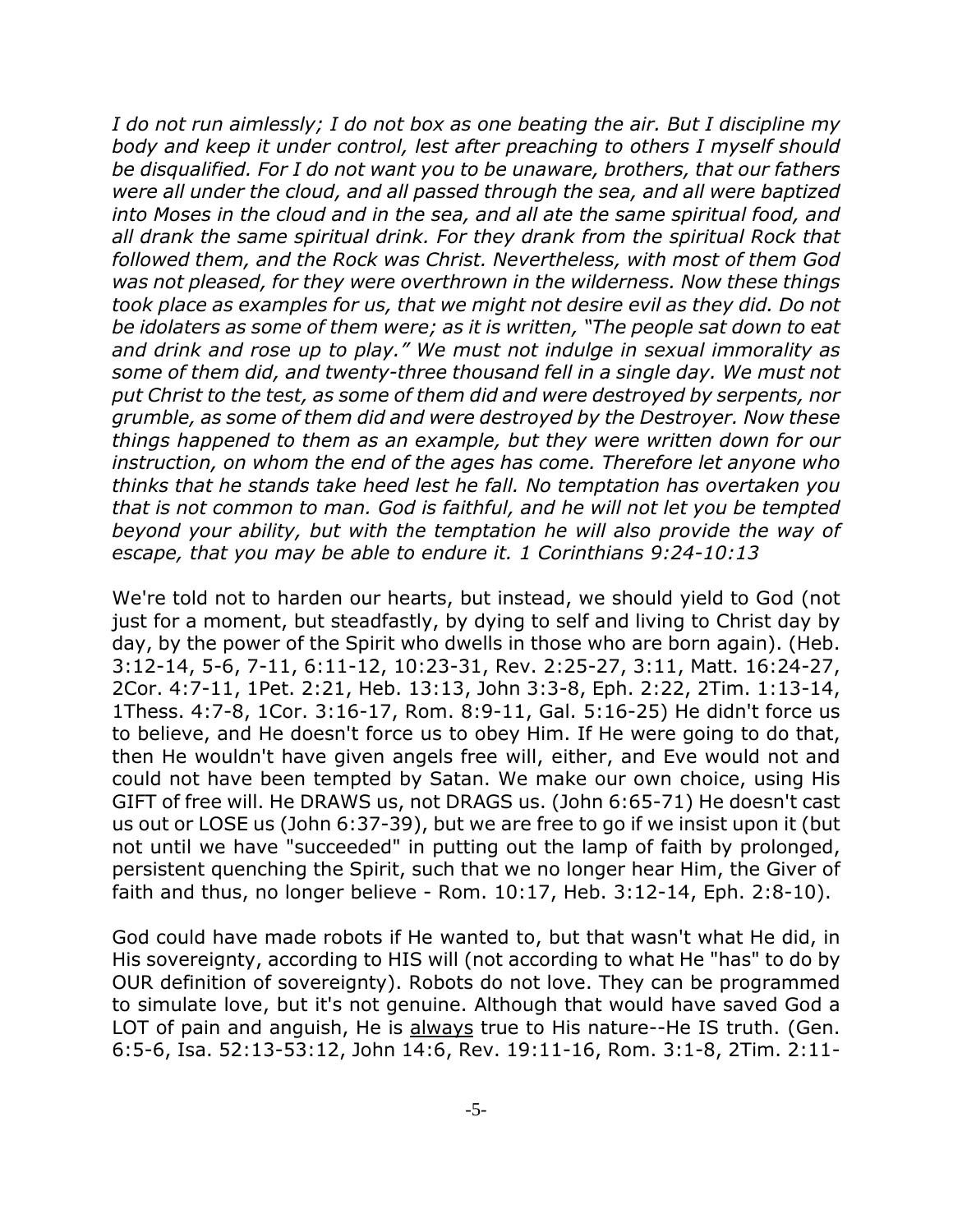*I do not run aimlessly; I do not box as one beating the air. But I discipline my body and keep it under control, lest after preaching to others I myself should be disqualified. For I do not want you to be unaware, brothers, that our fathers were all under the cloud, and all passed through the sea, and all were baptized into Moses in the cloud and in the sea, and all ate the same spiritual food, and all drank the same spiritual drink. For they drank from the spiritual Rock that followed them, and the Rock was Christ. Nevertheless, with most of them God was not pleased, for they were overthrown in the wilderness. Now these things took place as examples for us, that we might not desire evil as they did. Do not be idolaters as some of them were; as it is written, "The people sat down to eat and drink and rose up to play." We must not indulge in sexual immorality as some of them did, and twenty-three thousand fell in a single day. We must not put Christ to the test, as some of them did and were destroyed by serpents, nor grumble, as some of them did and were destroyed by the Destroyer. Now these things happened to them as an example, but they were written down for our instruction, on whom the end of the ages has come. Therefore let anyone who thinks that he stands take heed lest he fall. No temptation has overtaken you that is not common to man. God is faithful, and he will not let you be tempted beyond your ability, but with the temptation he will also provide the way of escape, that you may be able to endure it. 1 Corinthians 9:24-10:13*

We're told not to harden our hearts, but instead, we should yield to God (not just for a moment, but steadfastly, by dying to self and living to Christ day by day, by the power of the Spirit who dwells in those who are born again). (Heb. 3:12-14, 5-6, 7-11, 6:11-12, 10:23-31, Rev. 2:25-27, 3:11, Matt. 16:24-27, 2Cor. 4:7-11, 1Pet. 2:21, Heb. 13:13, John 3:3-8, Eph. 2:22, 2Tim. 1:13-14, 1Thess. 4:7-8, 1Cor. 3:16-17, Rom. 8:9-11, Gal. 5:16-25) He didn't force us to believe, and He doesn't force us to obey Him. If He were going to do that, then He wouldn't have given angels free will, either, and Eve would not and could not have been tempted by Satan. We make our own choice, using His GIFT of free will. He DRAWS us, not DRAGS us. (John 6:65-71) He doesn't cast us out or LOSE us (John 6:37-39), but we are free to go if we insist upon it (but not until we have "succeeded" in putting out the lamp of faith by prolonged, persistent quenching the Spirit, such that we no longer hear Him, the Giver of faith and thus, no longer believe - Rom. 10:17, Heb. 3:12-14, Eph. 2:8-10).

God could have made robots if He wanted to, but that wasn't what He did, in His sovereignty, according to HIS will (not according to what He "has" to do by OUR definition of sovereignty). Robots do not love. They can be programmed to simulate love, but it's not genuine. Although that would have saved God a LOT of pain and anguish, He is <u>always</u> true to His nature--He IS truth. (Gen. 6:5-6, Isa. 52:13-53:12, John 14:6, Rev. 19:11-16, Rom. 3:1-8, 2Tim. 2:11-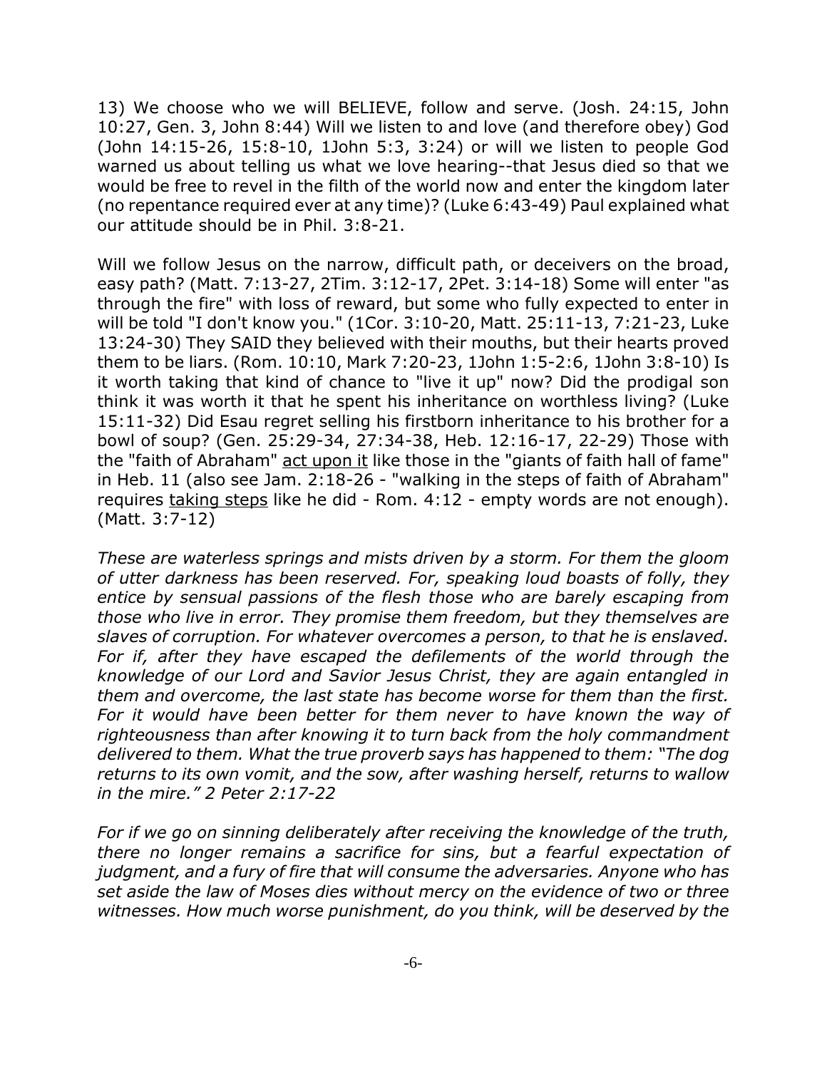13) We choose who we will BELIEVE, follow and serve. (Josh. 24:15, John 10:27, Gen. 3, John 8:44) Will we listen to and love (and therefore obey) God (John 14:15-26, 15:8-10, 1John 5:3, 3:24) or will we listen to people God warned us about telling us what we love hearing--that Jesus died so that we would be free to revel in the filth of the world now and enter the kingdom later (no repentance required ever at any time)? (Luke 6:43-49) Paul explained what our attitude should be in Phil. 3:8-21.

Will we follow Jesus on the narrow, difficult path, or deceivers on the broad, easy path? (Matt. 7:13-27, 2Tim. 3:12-17, 2Pet. 3:14-18) Some will enter "as through the fire" with loss of reward, but some who fully expected to enter in will be told "I don't know you." (1Cor. 3:10-20, Matt. 25:11-13, 7:21-23, Luke 13:24-30) They SAID they believed with their mouths, but their hearts proved them to be liars. (Rom. 10:10, Mark 7:20-23, 1John 1:5-2:6, 1John 3:8-10) Is it worth taking that kind of chance to "live it up" now? Did the prodigal son think it was worth it that he spent his inheritance on worthless living? (Luke 15:11-32) Did Esau regret selling his firstborn inheritance to his brother for a bowl of soup? (Gen. 25:29-34, 27:34-38, Heb. 12:16-17, 22-29) Those with the "faith of Abraham" <u>act upon it</u> like those in the "giants of faith hall of fame" in Heb. 11 (also see Jam. 2:18-26 - "walking in the steps of faith of Abraham" requires <u>taking steps</u> like he did - Rom. 4:12 - empty words are not enough). (Matt. 3:7-12)

*These are waterless springs and mists driven by a storm. For them the gloom of utter darkness has been reserved. For, speaking loud boasts of folly, they entice by sensual passions of the flesh those who are barely escaping from those who live in error. They promise them freedom, but they themselves are slaves of corruption. For whatever overcomes a person, to that he is enslaved. For if, after they have escaped the defilements of the world through the knowledge of our Lord and Savior Jesus Christ, they are again entangled in them and overcome, the last state has become worse for them than the first. For it would have been better for them never to have known the way of righteousness than after knowing it to turn back from the holy commandment delivered to them. What the true proverb says has happened to them: "The dog returns to its own vomit, and the sow, after washing herself, returns to wallow in the mire." 2 Peter 2:17-22*

*For if we go on sinning deliberately after receiving the knowledge of the truth, there no longer remains a sacrifice for sins, but a fearful expectation of judgment, and a fury of fire that will consume the adversaries. Anyone who has set aside the law of Moses dies without mercy on the evidence of two or three witnesses. How much worse punishment, do you think, will be deserved by the*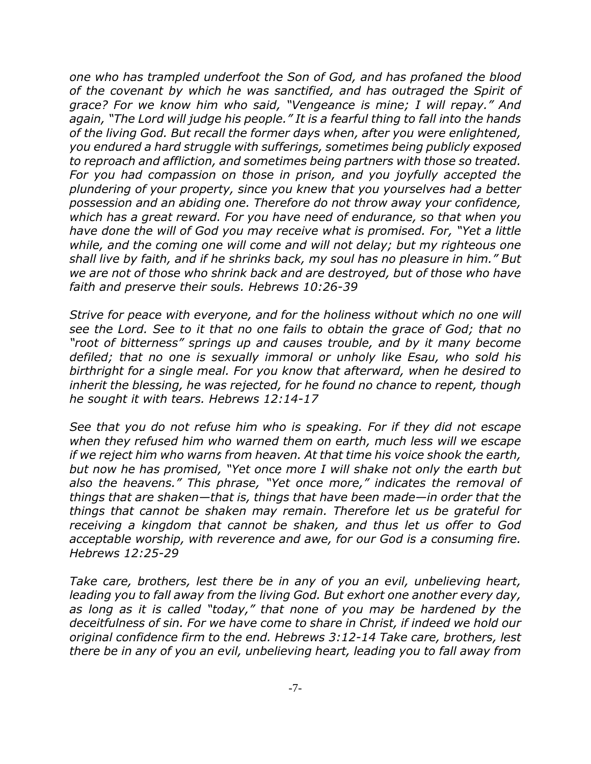*one who has trampled underfoot the Son of God, and has profaned the blood of the covenant by which he was sanctified, and has outraged the Spirit of grace? For we know him who said, "Vengeance is mine; I will repay." And again, "The Lord will judge his people." It is a fearful thing to fall into the hands of the living God. But recall the former days when, after you were enlightened, you endured a hard struggle with sufferings, sometimes being publicly exposed to reproach and affliction, and sometimes being partners with those so treated. For you had compassion on those in prison, and you joyfully accepted the plundering of your property, since you knew that you yourselves had a better possession and an abiding one. Therefore do not throw away your confidence, which has a great reward. For you have need of endurance, so that when you have done the will of God you may receive what is promised. For, "Yet a little while, and the coming one will come and will not delay; but my righteous one shall live by faith, and if he shrinks back, my soul has no pleasure in him." But we are not of those who shrink back and are destroyed, but of those who have faith and preserve their souls. Hebrews 10:26-39*

*Strive for peace with everyone, and for the holiness without which no one will see the Lord. See to it that no one fails to obtain the grace of God; that no "root of bitterness" springs up and causes trouble, and by it many become defiled; that no one is sexually immoral or unholy like Esau, who sold his birthright for a single meal. For you know that afterward, when he desired to inherit the blessing, he was rejected, for he found no chance to repent, though he sought it with tears. Hebrews 12:14-17*

*See that you do not refuse him who is speaking. For if they did not escape when they refused him who warned them on earth, much less will we escape if we reject him who warns from heaven. At that time his voice shook the earth, but now he has promised, "Yet once more I will shake not only the earth but also the heavens." This phrase, "Yet once more," indicates the removal of things that are shaken—that is, things that have been made—in order that the things that cannot be shaken may remain. Therefore let us be grateful for receiving a kingdom that cannot be shaken, and thus let us offer to God acceptable worship, with reverence and awe, for our God is a consuming fire. Hebrews 12:25-29*

*Take care, brothers, lest there be in any of you an evil, unbelieving heart, leading you to fall away from the living God. But exhort one another every day, as long as it is called "today," that none of you may be hardened by the deceitfulness of sin. For we have come to share in Christ, if indeed we hold our original confidence firm to the end. Hebrews 3:12-14 Take care, brothers, lest there be in any of you an evil, unbelieving heart, leading you to fall away from*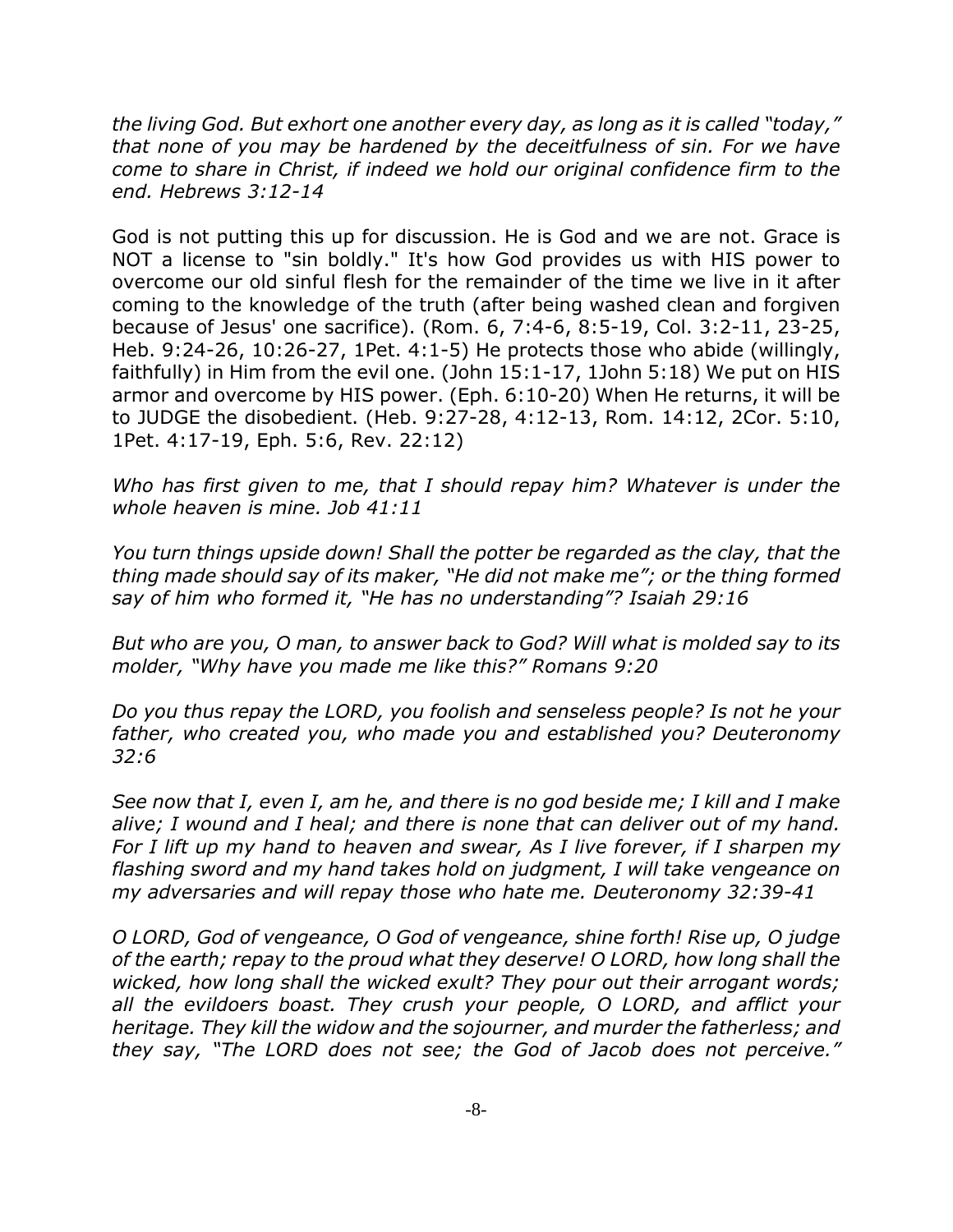*the living God. But exhort one another every day, as long as it is called "today," that none of you may be hardened by the deceitfulness of sin. For we have come to share in Christ, if indeed we hold our original confidence firm to the end. Hebrews 3:12-14*

God is not putting this up for discussion. He is God and we are not. Grace is NOT a license to "sin boldly." It's how God provides us with HIS power to overcome our old sinful flesh for the remainder of the time we live in it after coming to the knowledge of the truth (after being washed clean and forgiven because of Jesus' one sacrifice). (Rom. 6, 7:4-6, 8:5-19, Col. 3:2-11, 23-25, Heb. 9:24-26, 10:26-27, 1Pet. 4:1-5) He protects those who abide (willingly, faithfully) in Him from the evil one. (John 15:1-17, 1John 5:18) We put on HIS armor and overcome by HIS power. (Eph. 6:10-20) When He returns, it will be to JUDGE the disobedient. (Heb. 9:27-28, 4:12-13, Rom. 14:12, 2Cor. 5:10, 1Pet. 4:17-19, Eph. 5:6, Rev. 22:12)

*Who has first given to me, that I should repay him? Whatever is under the whole heaven is mine. Job 41:11*

*You turn things upside down! Shall the potter be regarded as the clay, that the thing made should say of its maker, "He did not make me"; or the thing formed say of him who formed it, "He has no understanding"? Isaiah 29:16*

*But who are you, O man, to answer back to God? Will what is molded say to its molder, "Why have you made me like this?" Romans 9:20*

*Do you thus repay the LORD, you foolish and senseless people? Is not he your father, who created you, who made you and established you? Deuteronomy 32:6*

*See now that I, even I, am he, and there is no god beside me; I kill and I make alive; I wound and I heal; and there is none that can deliver out of my hand. For I lift up my hand to heaven and swear, As I live forever, if I sharpen my flashing sword and my hand takes hold on judgment, I will take vengeance on my adversaries and will repay those who hate me. Deuteronomy 32:39-41*

*O LORD, God of vengeance, O God of vengeance, shine forth! Rise up, O judge of the earth; repay to the proud what they deserve! O LORD, how long shall the wicked, how long shall the wicked exult? They pour out their arrogant words; all the evildoers boast. They crush your people, O LORD, and afflict your heritage. They kill the widow and the sojourner, and murder the fatherless; and they say, "The LORD does not see; the God of Jacob does not perceive."*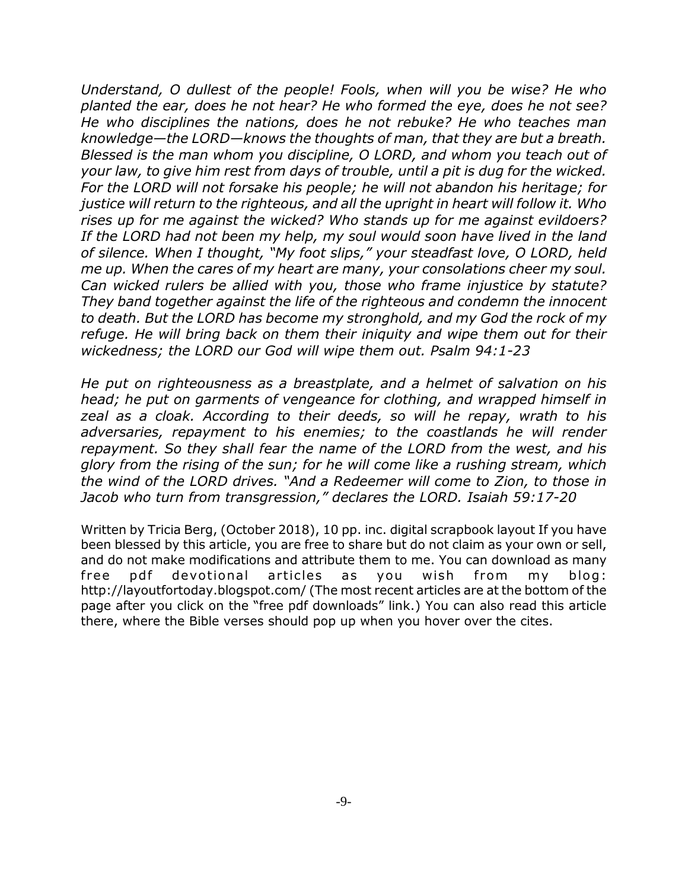*Understand, O dullest of the people! Fools, when will you be wise? He who planted the ear, does he not hear? He who formed the eye, does he not see? He who disciplines the nations, does he not rebuke? He who teaches man knowledge—the LORD—knows the thoughts of man, that they are but a breath. Blessed is the man whom you discipline, O LORD, and whom you teach out of your law, to give him rest from days of trouble, until a pit is dug for the wicked. For the LORD will not forsake his people; he will not abandon his heritage; for justice will return to the righteous, and all the upright in heart will follow it. Who rises up for me against the wicked? Who stands up for me against evildoers? If the LORD had not been my help, my soul would soon have lived in the land of silence. When I thought, "My foot slips," your steadfast love, O LORD, held me up. When the cares of my heart are many, your consolations cheer my soul. Can wicked rulers be allied with you, those who frame injustice by statute? They band together against the life of the righteous and condemn the innocent to death. But the LORD has become my stronghold, and my God the rock of my refuge. He will bring back on them their iniquity and wipe them out for their wickedness; the LORD our God will wipe them out. Psalm 94:1-23*

*He put on righteousness as a breastplate, and a helmet of salvation on his head; he put on garments of vengeance for clothing, and wrapped himself in zeal as a cloak. According to their deeds, so will he repay, wrath to his adversaries, repayment to his enemies; to the coastlands he will render repayment. So they shall fear the name of the LORD from the west, and his glory from the rising of the sun; for he will come like a rushing stream, which the wind of the LORD drives. "And a Redeemer will come to Zion, to those in Jacob who turn from transgression," declares the LORD. Isaiah 59:17-20*

Written by Tricia Berg, (October 2018), 10 pp. inc. digital scrapbook layout If you have been blessed by this article, you are free to share but do not claim as your own or sell, and do not make modifications and attribute them to me. You can download as many free pdf devotional articles as you wish from my blog: http://layoutfortoday.blogspot.com/ (The most recent articles are at the bottom of the page after you click on the "free pdf downloads" link.) You can also read this article there, where the Bible verses should pop up when you hover over the cites.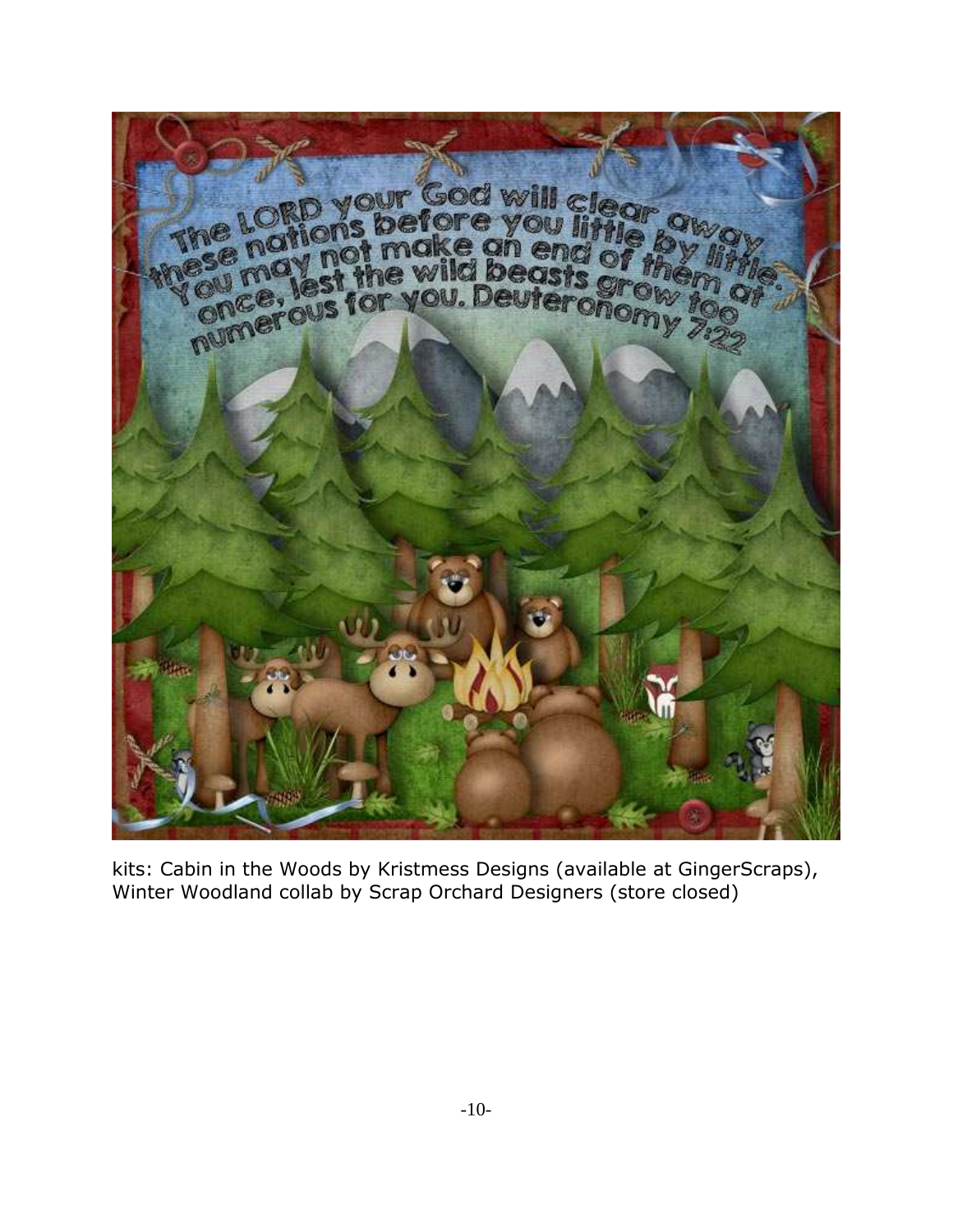kits: Cabin in the Woods by Kristmess Designs (available at GingerScraps), Winter Woodland collab by Scrap Orchard Designers (store closed)